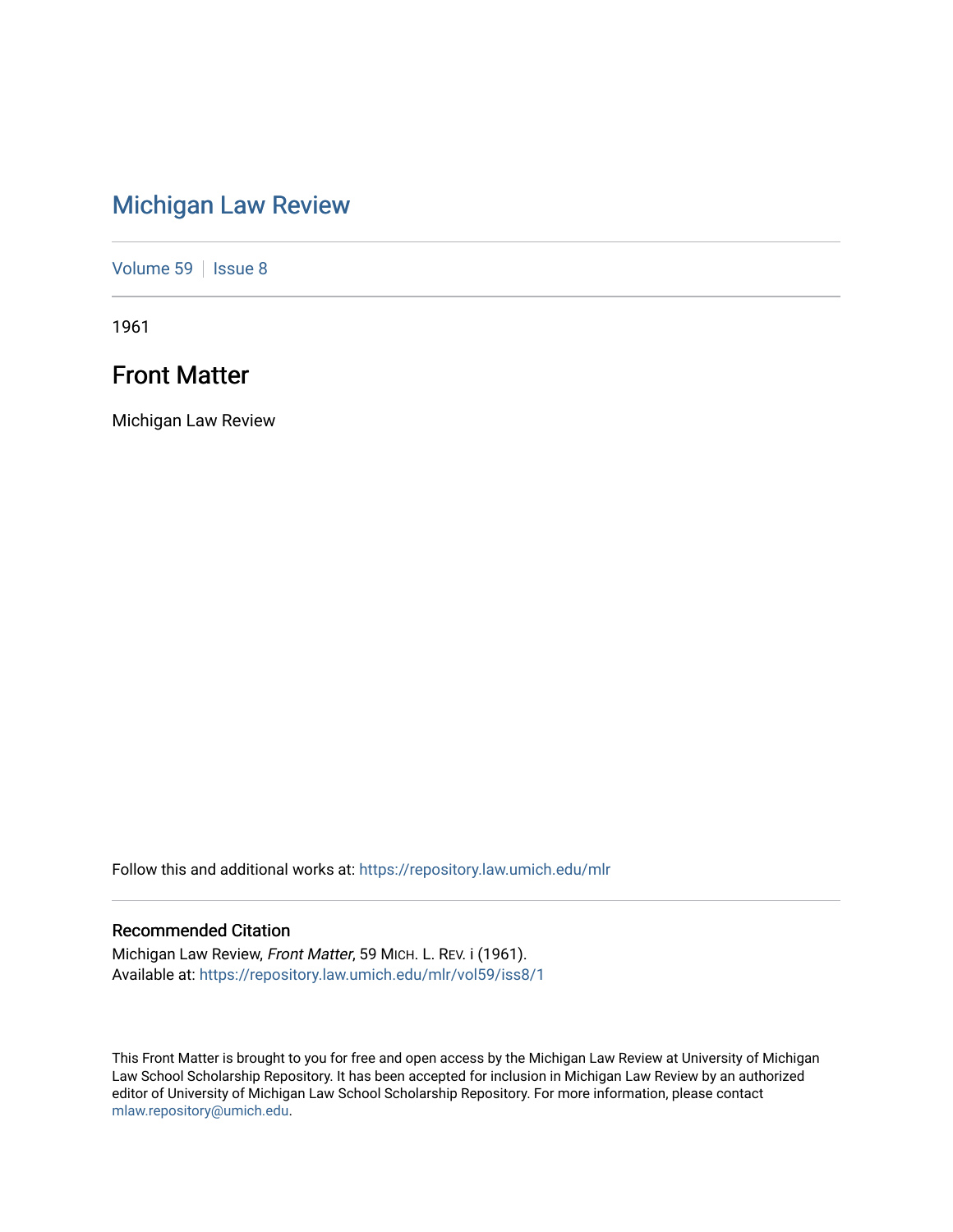# Michigan Law Review

Volume 59 | Issue 8

1961

## Front Matter

Michigan Law Review

Follow this and additional works at: https://repository.law.umich.edu/mlr

### Recommended Citation

Michigan Law Review, *Front Matter*, 59 MICH. L. REV. i (1961).
Available at: https://repository.law.umich.edu/mlr/vol59/iss8/1

This Front Matter is brought to you for free and open access by the Michigan Law Review at University of Michigan Law School Scholarship Repository. It has been accepted for inclusion in Michigan Law Review by an authorized editor of University of Michigan Law School Scholarship Repository. For more information, please contact mlaw.repository@umich.edu.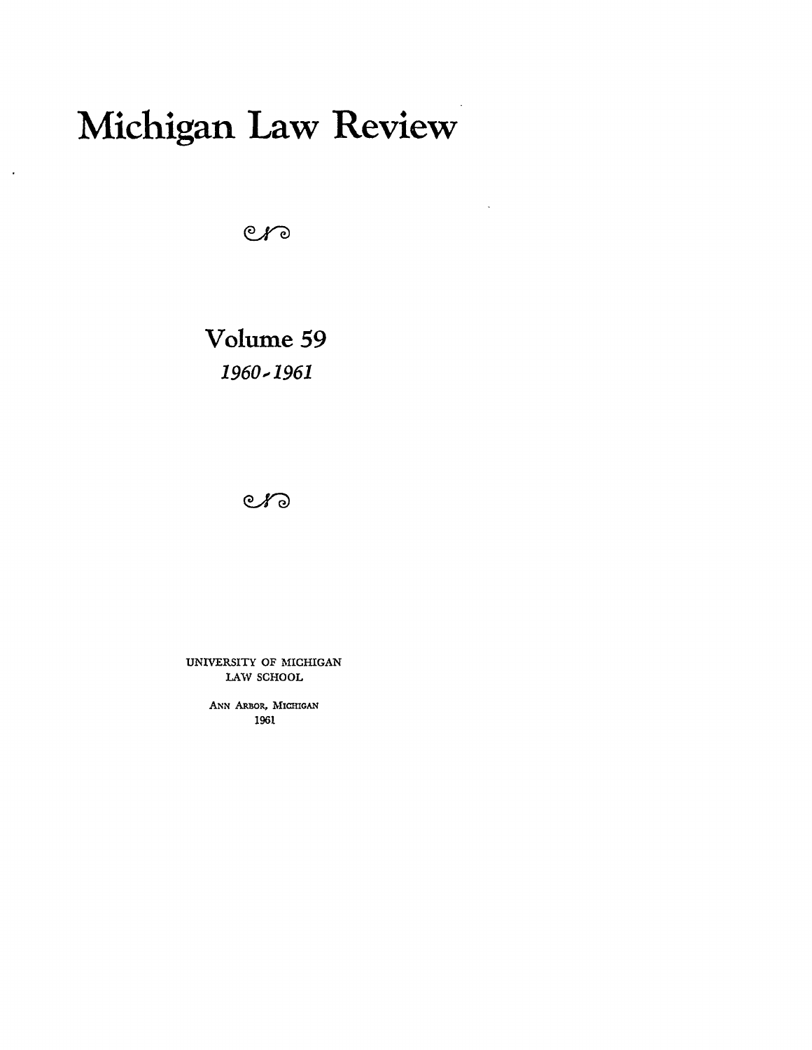# Michigan Law Review

## Volume 59

*1960-1961*

UNIVERSITY OF MICHIGAN
LAW SCHOOL

ANN ARBOR, MICHIGAN
1961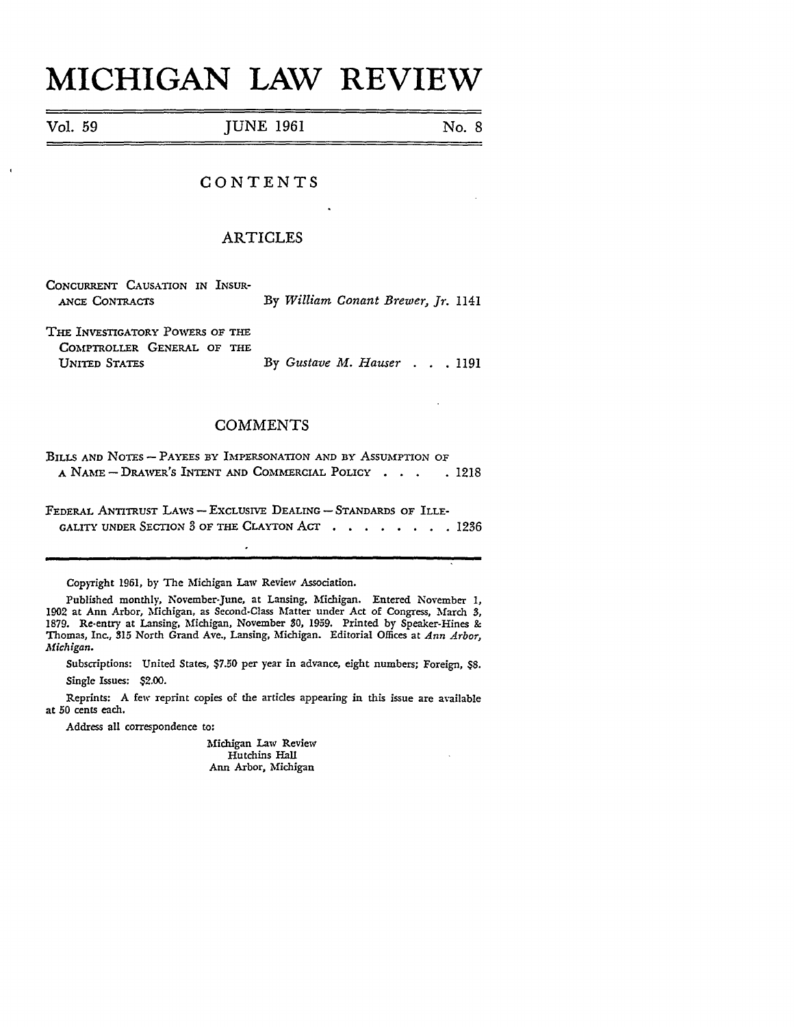# MICHIGAN LAW REVIEW

Vol. 59 JUNE 1961 No. 8

## CONTENTS

### ARTICLES

CONCURRENT CAUSATION IN INSURANCE CONTRACTS By *William Conant Brewer, Jr.* 1141

THE INVESTIGATORY POWERS OF THE COMPTROLLER GENERAL OF THE UNITED STATES By *Gustave M. Hauser* . . . 1191

### COMMENTS

BILLS AND NOTES — PAYEES BY IMPERSONATION AND BY ASSUMPTION OF A NAME — DRAWER'S INTENT AND COMMERCIAL POLICY . . . . 1218

FEDERAL ANTITRUST LAWS — EXCLUSIVE DEALING — STANDARDS OF ILLEGALITY UNDER SECTION 3 OF THE CLAYTON ACT . . . . . . . . . 1236

---

Copyright 1961, by The Michigan Law Review Association.

Published monthly, November-June, at Lansing, Michigan. Entered November 1, 1902 at Ann Arbor, Michigan, as Second-Class Matter under Act of Congress, March 3, 1879. Re-entry at Lansing, Michigan, November 30, 1959. Printed by Speaker-Hines & Thomas, Inc., 315 North Grand Ave., Lansing, Michigan. Editorial Offices at *Ann Arbor, Michigan.*

Subscriptions: United States, $7.50 per year in advance, eight numbers; Foreign, $8.

Single Issues: $2.00.

Reprints: A few reprint copies of the articles appearing in this issue are available at 50 cents each.

Address all correspondence to:

Michigan Law Review
Hutchins Hall
Ann Arbor, Michigan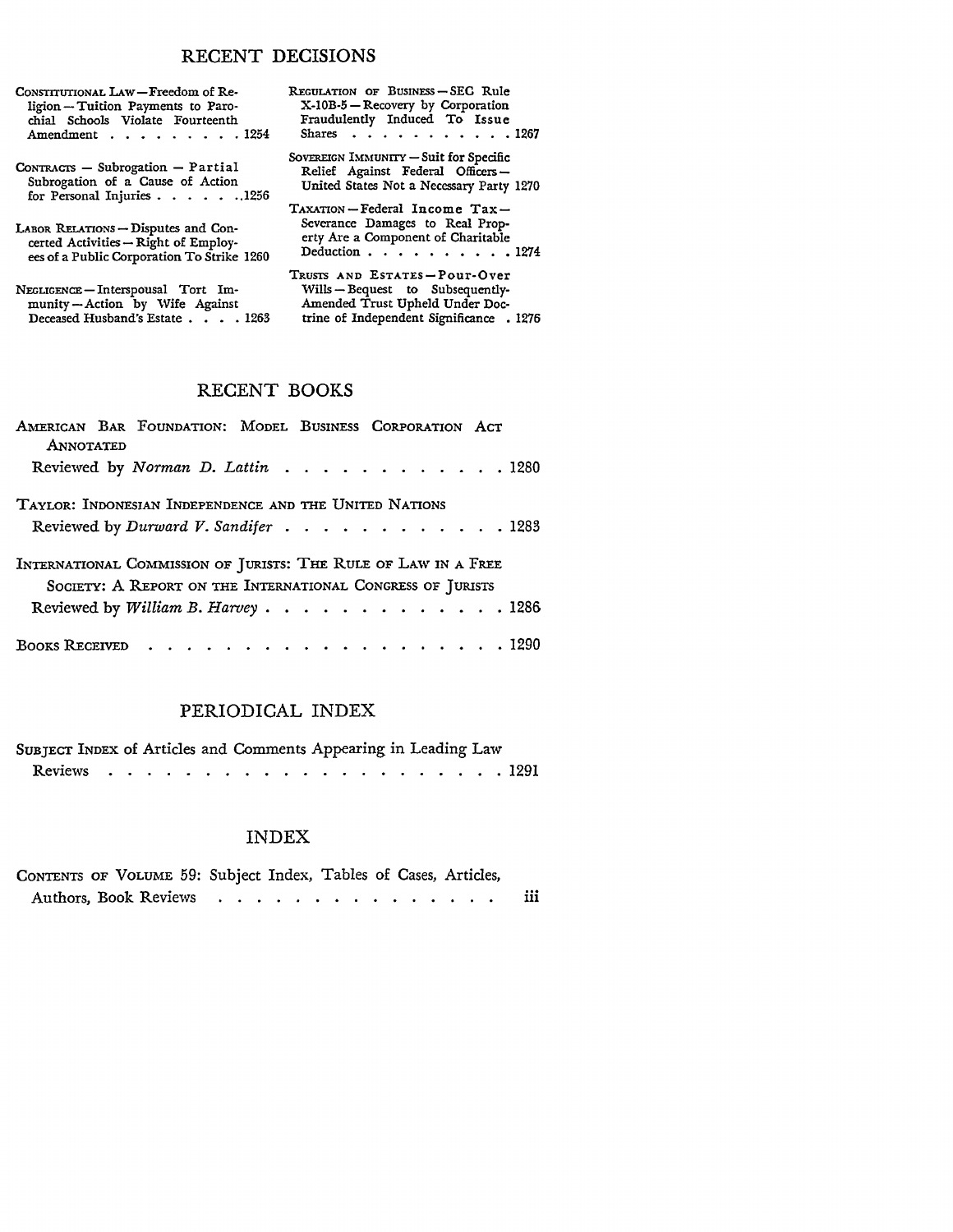## RECENT DECISIONS

CONSTITUTIONAL LAW—Freedom of Religion—Tuition Payments to Parochial Schools Violate Fourteenth Amendment . . . . . . . . . . 1254

CONTRACTS — Subrogation — Partial Subrogation of a Cause of Action for Personal Injuries . . . . . . 1256

LABOR RELATIONS — Disputes and Concerted Activities — Right of Employees of a Public Corporation To Strike 1260

NEGLIGENCE—Interspousal Tort Immunity—Action by Wife Against Deceased Husband's Estate . . . . 1263

REGULATION OF BUSINESS—SEC Rule X-10B-5—Recovery by Corporation Fraudulently Induced To Issue Shares . . . . . . . . . . . 1267

SOVEREIGN IMMUNITY—Suit for Specific Relief Against Federal Officers—United States Not a Necessary Party 1270

TAXATION—Federal Income Tax—Severance Damages to Real Property Are a Component of Charitable Deduction . . . . . . . . . . 1274

TRUSTS AND ESTATES—Pour-Over Wills—Bequest to Subsequently-Amended Trust Upheld Under Doctrine of Independent Significance . 1276

## RECENT BOOKS

AMERICAN BAR FOUNDATION: MODEL BUSINESS CORPORATION ACT ANNOTATED
Reviewed by *Norman D. Lattin* . . . . . . . . . . . . 1280

TAYLOR: INDONESIAN INDEPENDENCE AND THE UNITED NATIONS
Reviewed by *Durward V. Sandifer* . . . . . . . . . . . . 1283

INTERNATIONAL COMMISSION OF JURISTS: THE RULE OF LAW IN A FREE SOCIETY: A REPORT ON THE INTERNATIONAL CONGRESS OF JURISTS
Reviewed by *William B. Harvey* . . . . . . . . . . . . 1286

BOOKS RECEIVED . . . . . . . . . . . . . . . . . . . 1290

## PERIODICAL INDEX

SUBJECT INDEX of Articles and Comments Appearing in Leading Law Reviews . . . . . . . . . . . . . . . . . . . . . 1291

## INDEX

CONTENTS OF VOLUME 59: Subject Index, Tables of Cases, Articles, Authors, Book Reviews . . . . . . . . . . . . . . . iii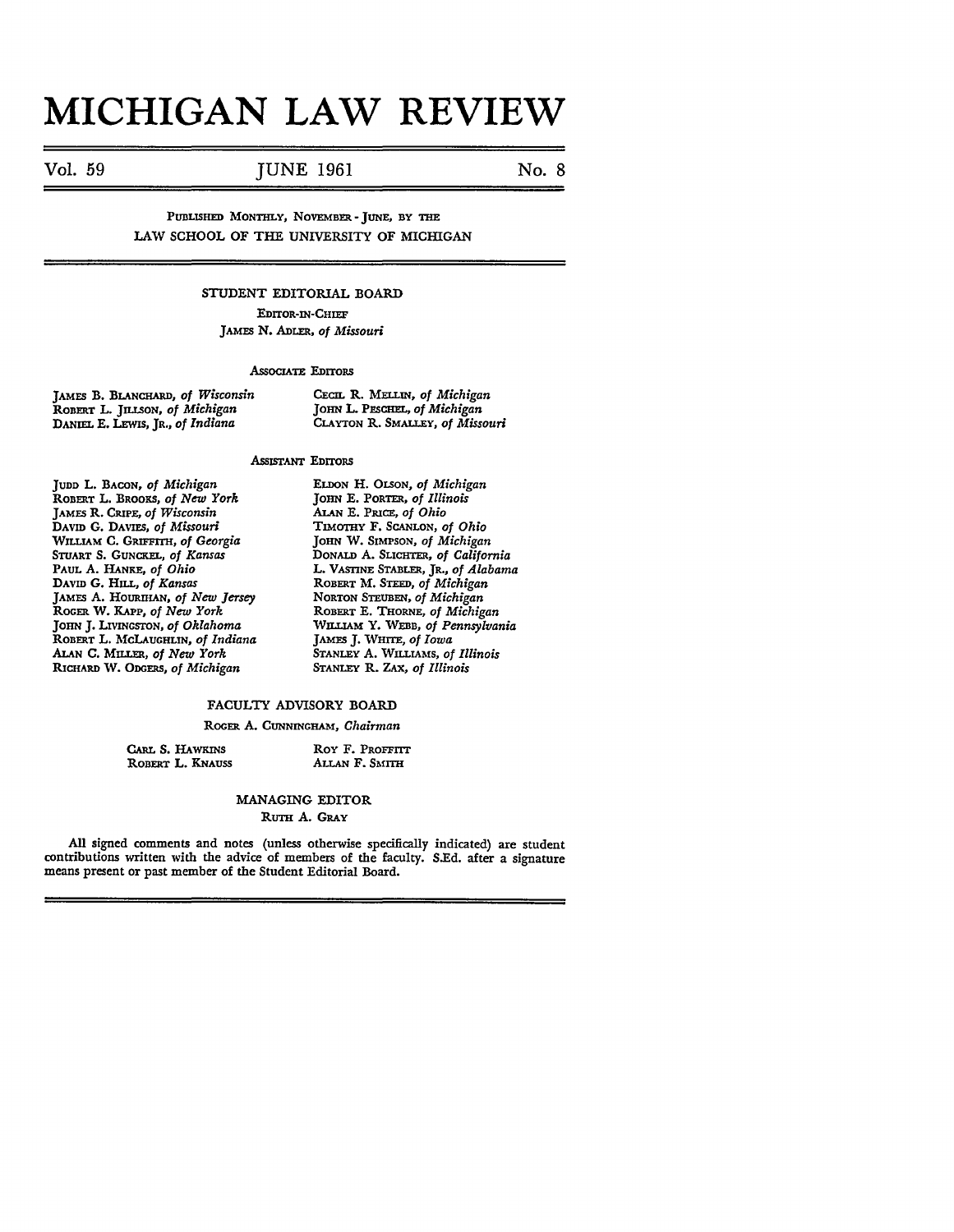# MICHIGAN LAW REVIEW

Vol. 59 JUNE 1961 No. 8

PUBLISHED MONTHLY, NOVEMBER - JUNE, BY THE LAW SCHOOL OF THE UNIVERSITY OF MICHIGAN

## STUDENT EDITORIAL BOARD

EDITOR-IN-CHIEF

JAMES N. ADLER, *of Missouri*

ASSOCIATE EDITORS

JAMES B. BLANCHARD, *of Wisconsin*
ROBERT L. JILLSON, *of Michigan*
DANIEL E. LEWIS, JR., *of Indiana*
CECIL R. MELLIN, *of Michigan*
JOHN L. PESCHEL, *of Michigan*
CLAYTON R. SMALLEY, *of Missouri*

ASSISTANT EDITORS

JUDD L. BACON, *of Michigan*
ROBERT L. BROOKS, *of New York*
JAMES R. CRIPE, *of Wisconsin*
DAVID G. DAVIES, *of Missouri*
WILLIAM C. GRIFFITH, *of Georgia*
STUART S. GUNCKEL, *of Kansas*
PAUL A. HANKE, *of Ohio*
DAVID G. HILL, *of Kansas*
JAMES A. HOURIHAN, *of New Jersey*
ROGER W. KAPP, *of New York*
JOHN J. LIVINGSTON, *of Oklahoma*
ROBERT L. MCLAUGHLIN, *of Indiana*
ALAN C. MILLER, *of New York*
RICHARD W. ODGERS, *of Michigan*
ELDON H. OLSON, *of Michigan*
JOHN E. PORTER, *of Illinois*
ALAN E. PRICE, *of Ohio*
TIMOTHY F. SCANLON, *of Ohio*
JOHN W. SIMPSON, *of Michigan*
DONALD A. SLICHTER, *of California*
L. VASTINE STABLER, JR., *of Alabama*
ROBERT M. STEED, *of Michigan*
NORTON STEUBEN, *of Michigan*
ROBERT E. THORNE, *of Michigan*
WILLIAM Y. WEBB, *of Pennsylvania*
JAMES J. WHITE, *of Iowa*
STANLEY A. WILLIAMS, *of Illinois*
STANLEY R. ZAX, *of Illinois*

## FACULTY ADVISORY BOARD

ROGER A. CUNNINGHAM, *Chairman*

CARL S. HAWKINS
ROBERT L. KNAUSS
ROY F. PROFFITT
ALLAN F. SMITH

## MANAGING EDITOR

RUTH A. GRAY

All signed comments and notes (unless otherwise specifically indicated) are student contributions written with the advice of members of the faculty. S.Ed. after a signature means present or past member of the Student Editorial Board.